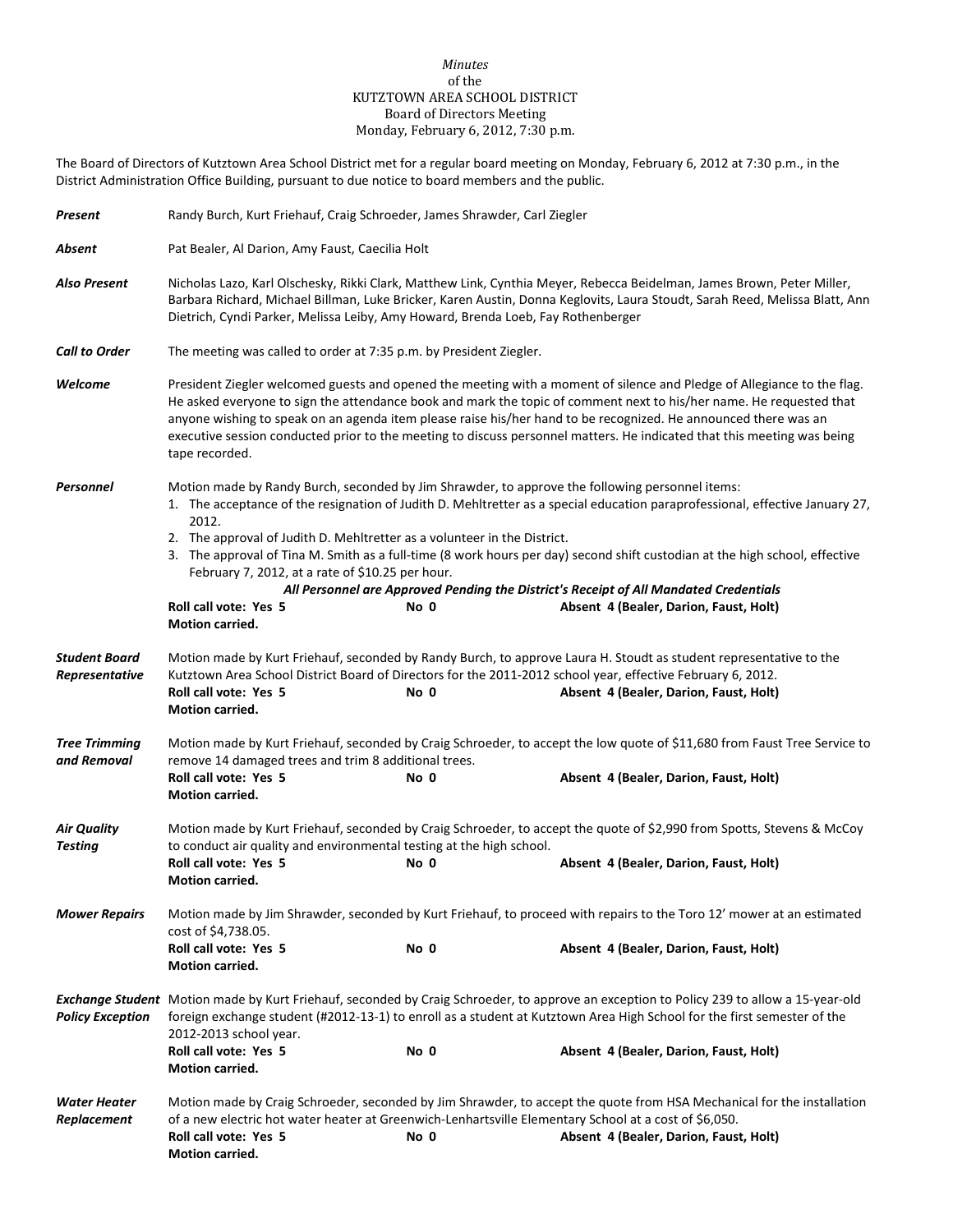*Minutes*
of the
KUTZTOWN AREA SCHOOL DISTRICT
Board of Directors Meeting
Monday, February 6, 2012, 7:30 p.m.

The Board of Directors of Kutztown Area School District met for a regular board meeting on Monday, February 6, 2012 at 7:30 p.m., in the District Administration Office Building, pursuant to due notice to board members and the public.

***Present*** Randy Burch, Kurt Friehauf, Craig Schroeder, James Shrawder, Carl Ziegler

***Absent*** Pat Bealer, Al Darion, Amy Faust, Caecilia Holt

***Also Present*** Nicholas Lazo, Karl Olschesky, Rikki Clark, Matthew Link, Cynthia Meyer, Rebecca Beidelman, James Brown, Peter Miller, Barbara Richard, Michael Billman, Luke Bricker, Karen Austin, Donna Keglovits, Laura Stoudt, Sarah Reed, Melissa Blatt, Ann Dietrich, Cyndi Parker, Melissa Leiby, Amy Howard, Brenda Loeb, Fay Rothenberger

***Call to Order*** The meeting was called to order at 7:35 p.m. by President Ziegler.

***Welcome*** President Ziegler welcomed guests and opened the meeting with a moment of silence and Pledge of Allegiance to the flag. He asked everyone to sign the attendance book and mark the topic of comment next to his/her name. He requested that anyone wishing to speak on an agenda item please raise his/her hand to be recognized. He announced there was an executive session conducted prior to the meeting to discuss personnel matters. He indicated that this meeting was being tape recorded.

***Personnel*** Motion made by Randy Burch, seconded by Jim Shrawder, to approve the following personnel items:

1. The acceptance of the resignation of Judith D. Mehltretter as a special education paraprofessional, effective January 27, 2012.
2. The approval of Judith D. Mehltretter as a volunteer in the District.
3. The approval of Tina M. Smith as a full-time (8 work hours per day) second shift custodian at the high school, effective February 7, 2012, at a rate of $10.25 per hour.

***All Personnel are Approved Pending the District's Receipt of All Mandated Credentials***

**Roll call vote: Yes 5** **No 0** **Absent 4 (Bealer, Darion, Faust, Holt)**
**Motion carried.**

***Student Board Representative*** Motion made by Kurt Friehauf, seconded by Randy Burch, to approve Laura H. Stoudt as student representative to the Kutztown Area School District Board of Directors for the 2011-2012 school year, effective February 6, 2012.

**Roll call vote: Yes 5** **No 0** **Absent 4 (Bealer, Darion, Faust, Holt)**
**Motion carried.**

***Tree Trimming and Removal*** Motion made by Kurt Friehauf, seconded by Craig Schroeder, to accept the low quote of $11,680 from Faust Tree Service to remove 14 damaged trees and trim 8 additional trees.

**Roll call vote: Yes 5** **No 0** **Absent 4 (Bealer, Darion, Faust, Holt)**
**Motion carried.**

***Air Quality Testing*** Motion made by Kurt Friehauf, seconded by Craig Schroeder, to accept the quote of $2,990 from Spotts, Stevens & McCoy to conduct air quality and environmental testing at the high school.

**Roll call vote: Yes 5** **No 0** **Absent 4 (Bealer, Darion, Faust, Holt)**
**Motion carried.**

***Mower Repairs*** Motion made by Jim Shrawder, seconded by Kurt Friehauf, to proceed with repairs to the Toro 12' mower at an estimated cost of $4,738.05.

**Roll call vote: Yes 5** **No 0** **Absent 4 (Bealer, Darion, Faust, Holt)**
**Motion carried.**

***Exchange Student Policy Exception*** Motion made by Kurt Friehauf, seconded by Craig Schroeder, to approve an exception to Policy 239 to allow a 15-year-old foreign exchange student (#2012-13-1) to enroll as a student at Kutztown Area High School for the first semester of the 2012-2013 school year.

**Roll call vote: Yes 5** **No 0** **Absent 4 (Bealer, Darion, Faust, Holt)**
**Motion carried.**

***Water Heater Replacement*** Motion made by Craig Schroeder, seconded by Jim Shrawder, to accept the quote from HSA Mechanical for the installation of a new electric hot water heater at Greenwich-Lenhartsville Elementary School at a cost of $6,050.

**Roll call vote: Yes 5** **No 0** **Absent 4 (Bealer, Darion, Faust, Holt)**
**Motion carried.**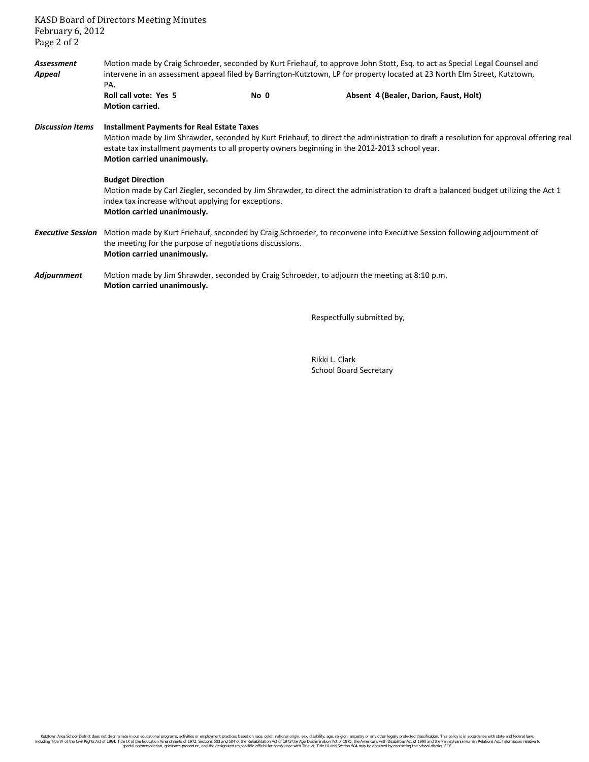***Assessment Appeal***

Motion made by Craig Schroeder, seconded by Kurt Friehauf, to approve John Stott, Esq. to act as Special Legal Counsel and intervene in an assessment appeal filed by Barrington-Kutztown, LP for property located at 23 North Elm Street, Kutztown, PA.

**Roll call vote: Yes 5 No 0 Absent 4 (Bealer, Darion, Faust, Holt)**
**Motion carried.**

***Discussion Items***

**Installment Payments for Real Estate Taxes**
Motion made by Jim Shrawder, seconded by Kurt Friehauf, to direct the administration to draft a resolution for approval offering real estate tax installment payments to all property owners beginning in the 2012-2013 school year.
**Motion carried unanimously.**

**Budget Direction**
Motion made by Carl Ziegler, seconded by Jim Shrawder, to direct the administration to draft a balanced budget utilizing the Act 1 index tax increase without applying for exceptions.
**Motion carried unanimously.**

***Executive Session***

Motion made by Kurt Friehauf, seconded by Craig Schroeder, to reconvene into Executive Session following adjournment of the meeting for the purpose of negotiations discussions.
**Motion carried unanimously.**

***Adjournment***

Motion made by Jim Shrawder, seconded by Craig Schroeder, to adjourn the meeting at 8:10 p.m.
**Motion carried unanimously.**

Respectfully submitted by,

Rikki L. Clark
School Board Secretary

Kutztown Area School District does not discriminate in our educational programs, activities or employment practices based on race, color, national origin, sex, disability, age, religion, ancestry or any other legally protected classification. This policy is in accordance with state and federal laws, including Title VI of the Civil Rights Act of 1964, Title IX of the Education Amendments of 1972, Sections 503 and 504 of the Rehabilitation Act of 1973 the Age Discrimination Act of 1975, the Americans with Disabilities Act of 1990 and the Pennsylvania Human Relations Act. Information relative to special accommodation, grievance procedure, and the designated responsible official for compliance with Title VI, Title IX and Section 504 may be obtained by contacting the school district. EOE.